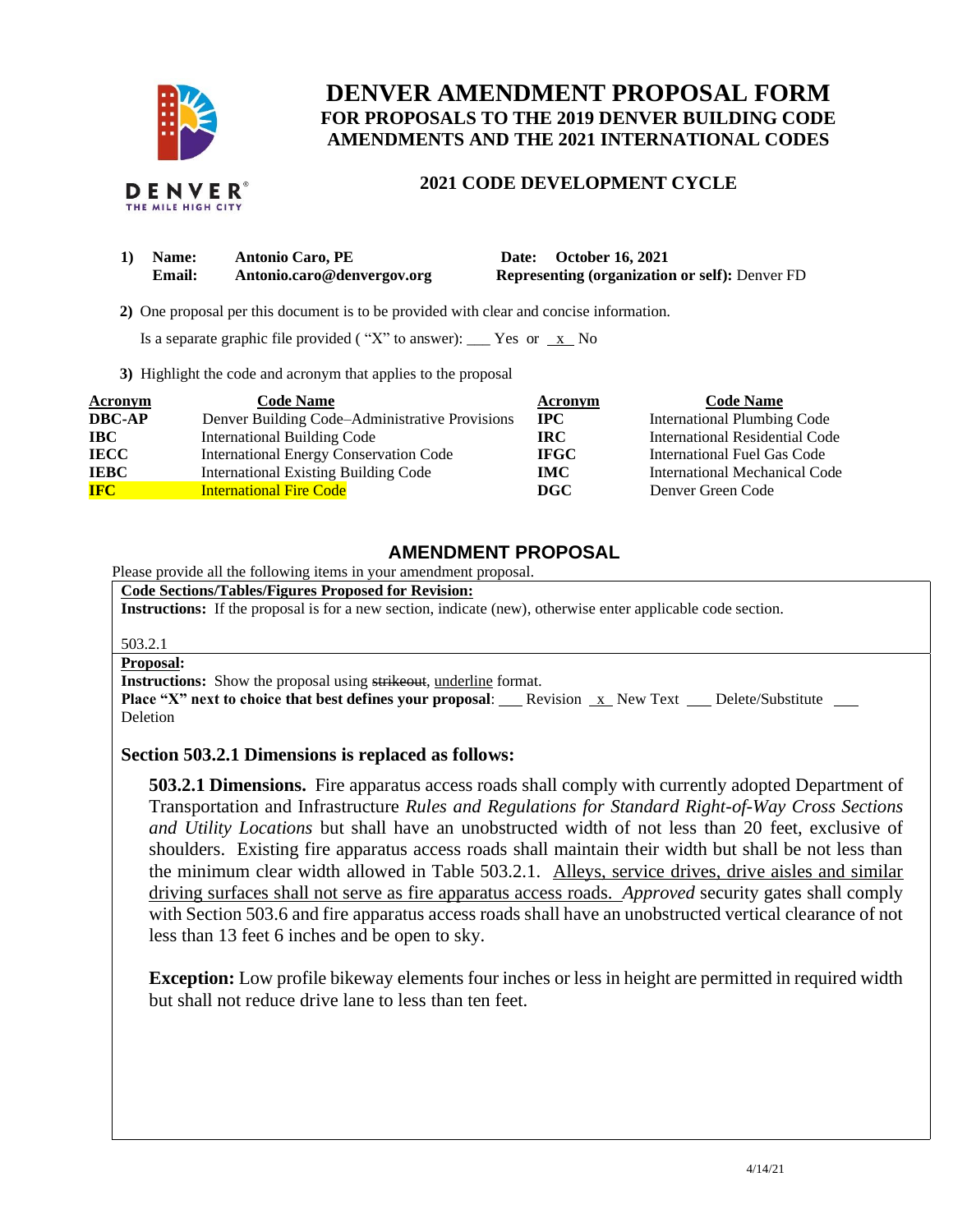# DENVER AMENDMENT PROPOSAL FORM

## FOR PROPOSALS TO THE 2019 DENVER BUILDING CODE AMENDMENTS AND THE 2021 INTERNATIONAL CODES

### 2021 CODE DEVELOPMENT CYCLE

**1) Name:** **Antonio Caro, PE** **Date: October 16, 2021**
**Email:** **Antonio.caro@denvergov.org** **Representing (organization or self):** Denver FD

**2)** One proposal per this document is to be provided with clear and concise information.

Is a separate graphic file provided ( "X" to answer): \_\_\_ Yes or \_x\_ No

**3)** Highlight the code and acronym that applies to the proposal

| Acronym | Code Name | Acronym | Code Name |
|---|---|---|---|
| **DBC-AP** | Denver Building Code–Administrative Provisions | **IPC** | International Plumbing Code |
| **IBC** | International Building Code | **IRC** | International Residential Code |
| **IECC** | International Energy Conservation Code | **IFGC** | International Fuel Gas Code |
| **IEBC** | International Existing Building Code | **IMC** | International Mechanical Code |
| **IFC** | International Fire Code | **DGC** | Denver Green Code |

## AMENDMENT PROPOSAL

Please provide all the following items in your amendment proposal.

**Code Sections/Tables/Figures Proposed for Revision:**

**Instructions:** If the proposal is for a new section, indicate (new), otherwise enter applicable code section.

503.2.1

**Proposal:**

**Instructions:** Show the proposal using ~~strikeout~~, <u>underline</u> format.

**Place "X" next to choice that best defines your proposal**: \_\_\_ Revision \_x\_ New Text \_\_\_ Delete/Substitute \_\_\_ Deletion

### Section 503.2.1 Dimensions is replaced as follows:

**503.2.1 Dimensions.** Fire apparatus access roads shall comply with currently adopted Department of Transportation and Infrastructure *Rules and Regulations for Standard Right-of-Way Cross Sections and Utility Locations* but shall have an unobstructed width of not less than 20 feet, exclusive of shoulders. Existing fire apparatus access roads shall maintain their width but shall be not less than the minimum clear width allowed in Table 503.2.1. <u>Alleys, service drives, drive aisles and similar driving surfaces shall not serve as fire apparatus access roads.</u> *Approved* security gates shall comply with Section 503.6 and fire apparatus access roads shall have an unobstructed vertical clearance of not less than 13 feet 6 inches and be open to sky.

**Exception:** Low profile bikeway elements four inches or less in height are permitted in required width but shall not reduce drive lane to less than ten feet.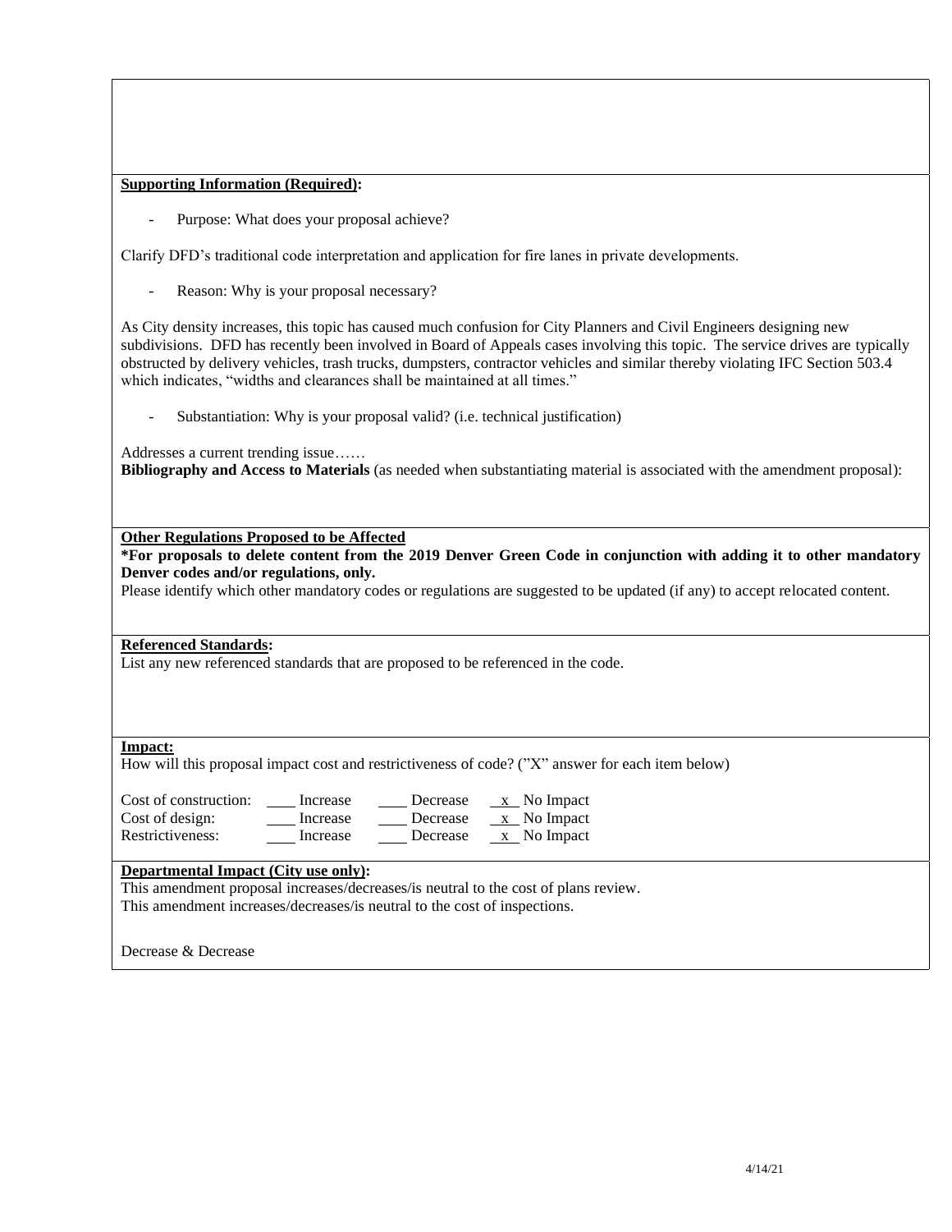**Supporting Information (Required):**

- Purpose: What does your proposal achieve?

Clarify DFD's traditional code interpretation and application for fire lanes in private developments.

- Reason: Why is your proposal necessary?

As City density increases, this topic has caused much confusion for City Planners and Civil Engineers designing new subdivisions. DFD has recently been involved in Board of Appeals cases involving this topic. The service drives are typically obstructed by delivery vehicles, trash trucks, dumpsters, contractor vehicles and similar thereby violating IFC Section 503.4 which indicates, "widths and clearances shall be maintained at all times."

- Substantiation: Why is your proposal valid? (i.e. technical justification)

Addresses a current trending issue……

**Bibliography and Access to Materials** (as needed when substantiating material is associated with the amendment proposal):

**Other Regulations Proposed to be Affected**

**\*For proposals to delete content from the 2019 Denver Green Code in conjunction with adding it to other mandatory Denver codes and/or regulations, only.**

Please identify which other mandatory codes or regulations are suggested to be updated (if any) to accept relocated content.

**Referenced Standards:**

List any new referenced standards that are proposed to be referenced in the code.

**Impact:**

How will this proposal impact cost and restrictiveness of code? ("X" answer for each item below)

| | | | |
|---|---|---|---|
| Cost of construction: | ___ Increase | ___ Decrease | _x_ No Impact |
| Cost of design: | ___ Increase | ___ Decrease | _x_ No Impact |
| Restrictiveness: | ___ Increase | ___ Decrease | _x_ No Impact |

**Departmental Impact (City use only):**

This amendment proposal increases/decreases/is neutral to the cost of plans review.
This amendment increases/decreases/is neutral to the cost of inspections.

Decrease & Decrease

4/14/21